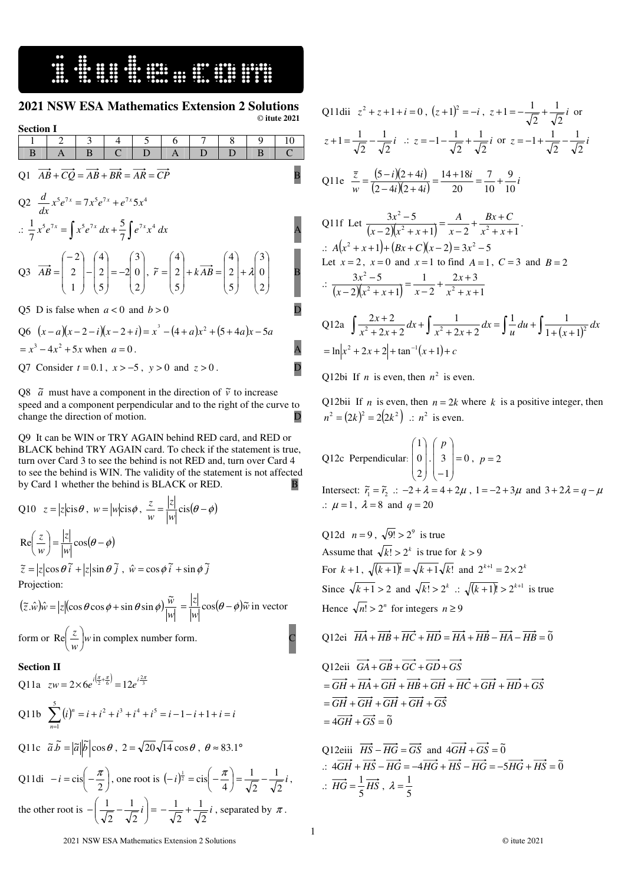## 2021 NSW ESA Mathematics Extension 2 Solutions

© itute 2021

### Section I

| 1 | 2 | 3 | 4 | 5 | 6 | 7 | 8 | 9 | 10 |
|---|---|---|---|---|---|---|---|---|---|
| B | A | B | C | D | A | D | D | B | C |

Q1 $\overrightarrow{AB}+\overrightarrow{CQ}=\overrightarrow{AB}+\overrightarrow{BR}=\overrightarrow{AR}=\overrightarrow{CP}$ **B**

Q2 $\frac{d}{dx}x^5e^{7x}=7x^5e^{7x}+e^{7x}5x^4$

$\therefore \frac{1}{7}x^5e^{7x}=\int x^5e^{7x}\,dx+\frac{5}{7}\int e^{7x}x^4\,dx$ **A**

Q3 $\overrightarrow{AB}=\begin{pmatrix}-2\\2\\1\end{pmatrix}-\begin{pmatrix}4\\2\\5\end{pmatrix}=-2\begin{pmatrix}3\\0\\2\end{pmatrix}$, $\tilde{r}=\begin{pmatrix}4\\2\\5\end{pmatrix}+k\overrightarrow{AB}=\begin{pmatrix}4\\2\\5\end{pmatrix}+\lambda\begin{pmatrix}3\\0\\2\end{pmatrix}$ **B**

Q5 D is false when $a<0$ and $b>0$ **D**

Q6 $(x-a)(x-2-i)(x-2+i)=x^3-(4+a)x^2+(5+4a)x-5a$

$=x^3-4x^2+5x$ when $a=0$. **A**

Q7 Consider $t=0.1$, $x>-5$, $y>0$ and $z>0$. **D**

Q8 $\tilde{a}$ must have a component in the direction of $\tilde{v}$ to increase speed and a component perpendicular and to the right of the curve to change the direction of motion. **D**

Q9 It can be WIN or TRY AGAIN behind RED card, and RED or BLACK behind TRY AGAIN card. To check if the statement is true, turn over Card 3 to see the behind is not RED and, turn over Card 4 to see the behind is WIN. The validity of the statement is not affected by Card 1 whether the behind is BLACK or RED. **B**

Q10 $z=|z|\text{cis}\theta$, $w=|w|\text{cis}\phi$, $\frac{z}{w}=\frac{|z|}{|w|}\text{cis}(\theta-\phi)$

$\text{Re}\left(\frac{z}{w}\right)=\frac{|z|}{|w|}\cos(\theta-\phi)$

$\tilde{z}=|z|\cos\theta\,\tilde{i}+|z|\sin\theta\,\tilde{j}$, $\hat{w}=\cos\phi\,\tilde{i}+\sin\phi\,\tilde{j}$

Projection:

$(\tilde{z}.\hat{w})\hat{w}=|z|(\cos\theta\cos\phi+\sin\theta\sin\phi)\frac{\tilde{w}}{|w|}=\frac{|z|}{|w|}\cos(\theta-\phi)\tilde{w}$ in vector form or $\text{Re}\left(\frac{z}{w}\right)w$ in complex number form. **C**

### Section II

Q11a $zw=2\times 6e^{i\left(\frac{\pi}{2}+\frac{\pi}{6}\right)}=12e^{i\frac{2\pi}{3}}$

Q11b $\sum_{n=1}^{5}(i)^n=i+i^2+i^3+i^4+i^5=i-1-i+1+i=i$

Q11c $\tilde{a}.\tilde{b}=|\tilde{a}||\tilde{b}|\cos\theta$, $2=\sqrt{20}\sqrt{14}\cos\theta$, $\theta\approx 83.1°$

Q11di $-i=\text{cis}\left(-\frac{\pi}{2}\right)$, one root is $(-i)^{\frac{1}{2}}=\text{cis}\left(-\frac{\pi}{4}\right)=\frac{1}{\sqrt{2}}-\frac{1}{\sqrt{2}}i$, the other root is $-\left(\frac{1}{\sqrt{2}}-\frac{1}{\sqrt{2}}i\right)=-\frac{1}{\sqrt{2}}+\frac{1}{\sqrt{2}}i$, separated by $\pi$.

Q11dii $z^2+z+1+i=0$, $(z+1)^2=-i$, $z+1=-\frac{1}{\sqrt{2}}+\frac{1}{\sqrt{2}}i$ or $z+1=\frac{1}{\sqrt{2}}-\frac{1}{\sqrt{2}}i$ $\therefore z=-1-\frac{1}{\sqrt{2}}+\frac{1}{\sqrt{2}}i$ or $z=-1+\frac{1}{\sqrt{2}}-\frac{1}{\sqrt{2}}i$

Q11e $\frac{\overline{z}}{w}=\frac{(5-i)(2+4i)}{(2-4i)(2+4i)}=\frac{14+18i}{20}=\frac{7}{10}+\frac{9}{10}i$

Q11f Let $\frac{3x^2-5}{(x-2)(x^2+x+1)}=\frac{A}{x-2}+\frac{Bx+C}{x^2+x+1}$.

$\therefore A(x^2+x+1)+(Bx+C)(x-2)=3x^2-5$

Let $x=2$, $x=0$ and $x=1$ to find $A=1$, $C=3$ and $B=2$

$\therefore \frac{3x^2-5}{(x-2)(x^2+x+1)}=\frac{1}{x-2}+\frac{2x+3}{x^2+x+1}$

Q12a $\int\frac{2x+2}{x^2+2x+2}dx+\int\frac{1}{x^2+2x+2}dx=\int\frac{1}{u}du+\int\frac{1}{1+(x+1)^2}dx$

$=\ln\left|x^2+2x+2\right|+\tan^{-1}(x+1)+c$

Q12bi If $n$ is even, then $n^2$ is even.

Q12bii If $n$ is even, then $n=2k$ where $k$ is a positive integer, then $n^2=(2k)^2=2(2k^2)$ $\therefore n^2$ is even.

Q12c Perpendicular: $\begin{pmatrix}1\\0\\2\end{pmatrix}.\begin{pmatrix}p\\3\\-1\end{pmatrix}=0$, $p=2$

Intersect: $\tilde{r}_1=\tilde{r}_2$ $\therefore -2+\lambda=4+2\mu$, $1=-2+3\mu$ and $3+2\lambda=q-\mu$

$\therefore \mu=1$, $\lambda=8$ and $q=20$

Q12d $n=9$, $\sqrt{9!}>2^9$ is true

Assume that $\sqrt{k!}>2^k$ is true for $k>9$

For $k+1$, $\sqrt{(k+1)!}=\sqrt{k+1}\sqrt{k!}$ and $2^{k+1}=2\times 2^k$

Since $\sqrt{k+1}>2$ and $\sqrt{k!}>2^k$ $\therefore \sqrt{(k+1)!}>2^{k+1}$ is true

Hence $\sqrt{n!}>2^n$ for integers $n\geq 9$

Q12ei $\overrightarrow{HA}+\overrightarrow{HB}+\overrightarrow{HC}+\overrightarrow{HD}=\overrightarrow{HA}+\overrightarrow{HB}-\overrightarrow{HA}-\overrightarrow{HB}=\tilde{0}$

Q12eii $\overrightarrow{GA}+\overrightarrow{GB}+\overrightarrow{GC}+\overrightarrow{GD}+\overrightarrow{GS}$

$=\overrightarrow{GH}+\overrightarrow{HA}+\overrightarrow{GH}+\overrightarrow{HB}+\overrightarrow{GH}+\overrightarrow{HC}+\overrightarrow{GH}+\overrightarrow{HD}+\overrightarrow{GS}$

$=\overrightarrow{GH}+\overrightarrow{GH}+\overrightarrow{GH}+\overrightarrow{GH}+\overrightarrow{GS}$

$=4\overrightarrow{GH}+\overrightarrow{GS}=\tilde{0}$

Q12eiii $\overrightarrow{HS}-\overrightarrow{HG}=\overrightarrow{GS}$ and $4\overrightarrow{GH}+\overrightarrow{GS}=\tilde{0}$

$\therefore 4\overrightarrow{GH}+\overrightarrow{HS}-\overrightarrow{HG}=-4\overrightarrow{HG}+\overrightarrow{HS}-\overrightarrow{HG}=-5\overrightarrow{HG}+\overrightarrow{HS}=\tilde{0}$

$\therefore \overrightarrow{HG}=\frac{1}{5}\overrightarrow{HS}$, $\lambda=\frac{1}{5}$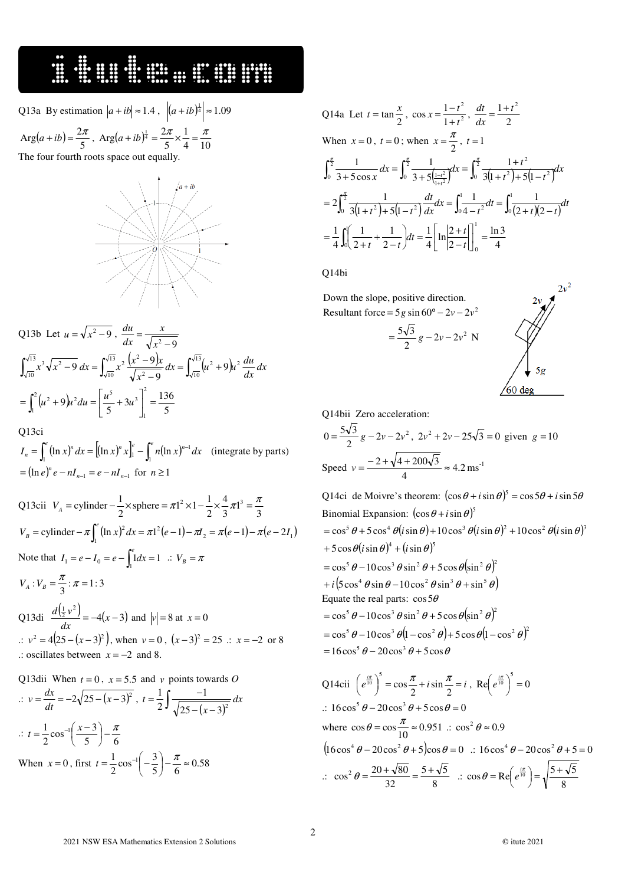Q13a By estimation $|a+ib| \approx 1.4$, $\left|(a+ib)^{\frac{1}{4}}\right| \approx 1.09$

$\text{Arg}(a+ib) = \dfrac{2\pi}{5}$, $\text{Arg}(a+ib)^{\frac{1}{4}} = \dfrac{2\pi}{5} \times \dfrac{1}{4} = \dfrac{\pi}{10}$

The four fourth roots space out equally.

Q13b Let $u = \sqrt{x^2 - 9}$, $\dfrac{du}{dx} = \dfrac{x}{\sqrt{x^2-9}}$

$$\int_{\sqrt{10}}^{\sqrt{13}} x^3\sqrt{x^2-9}\,dx = \int_{\sqrt{10}}^{\sqrt{13}} x^2 \frac{(x^2-9)x}{\sqrt{x^2-9}}dx = \int_{\sqrt{10}}^{\sqrt{13}} (u^2+9)u^2 \frac{du}{dx}dx$$

$$= \int_1^2 (u^2+9)u^2 du = \left[\frac{u^5}{5} + 3u^3\right]_1^2 = \frac{136}{5}$$

Q13ci

$$I_n = \int_1^e (\ln x)^n dx = \left[(\ln x)^n x\right]_1^e - \int_1^e n(\ln x)^{n-1}dx \quad \text{(integrate by parts)}$$

$$= (\ln e)^n e - nI_{n-1} = e - nI_{n-1} \text{ for } n \geq 1$$

Q13cii $V_A = \text{cylinder} - \dfrac{1}{2} \times \text{sphere} = \pi 1^2 \times 1 - \dfrac{1}{2} \times \dfrac{4}{3}\pi 1^3 = \dfrac{\pi}{3}$

$V_B = \text{cylinder} - \pi\displaystyle\int_1^e (\ln x)^2 dx = \pi 1^2(e-1) - \pi I_2 = \pi(e-1) - \pi(e - 2I_1)$

Note that $I_1 = e - I_0 = e - \displaystyle\int_1^e 1dx = 1$ $\therefore V_B = \pi$

$V_A : V_B = \dfrac{\pi}{3} : \pi = 1:3$

Q13di $\dfrac{d\left(\frac{1}{2}v^2\right)}{dx} = -4(x-3)$ and $|v| = 8$ at $x = 0$

$\therefore v^2 = 4\left(25 - (x-3)^2\right)$, when $v = 0$, $(x-3)^2 = 25$ $\therefore x = -2$ or $8$

$\therefore$ oscillates between $x = -2$ and $8$.

Q13dii When $t = 0$, $x = 5.5$ and $v$ points towards $O$

$\therefore v = \dfrac{dx}{dt} = -2\sqrt{25-(x-3)^2}$, $t = \dfrac{1}{2}\displaystyle\int \frac{-1}{\sqrt{25-(x-3)^2}}dx$

$\therefore t = \dfrac{1}{2}\cos^{-1}\left(\dfrac{x-3}{5}\right) - \dfrac{\pi}{6}$

When $x = 0$, first $t = \dfrac{1}{2}\cos^{-1}\left(-\dfrac{3}{5}\right) - \dfrac{\pi}{6} \approx 0.58$

Q14a Let $t = \tan\dfrac{x}{2}$, $\cos x = \dfrac{1-t^2}{1+t^2}$, $\dfrac{dt}{dx} = \dfrac{1+t^2}{2}$

When $x = 0$, $t = 0$; when $x = \dfrac{\pi}{2}$, $t = 1$

$$\int_0^{\frac{\pi}{2}} \frac{1}{3+5\cos x}dx = \int_0^{\frac{\pi}{2}} \frac{1}{3+5\left(\frac{1-t^2}{1+t^2}\right)}dx = \int_0^{\frac{\pi}{2}} \frac{1+t^2}{3(1+t^2)+5(1-t^2)}dx$$

$$= 2\int_0^{\frac{\pi}{2}} \frac{1}{3(1+t^2)+5(1-t^2)}\frac{dt}{dx}dx = \int_0^1 \frac{1}{4-t^2}dt = \int_0^1 \frac{1}{(2+t)(2-t)}dt$$

$$= \frac{1}{4}\int_0^1 \left(\frac{1}{2+t} + \frac{1}{2-t}\right)dt = \frac{1}{4}\left[\ln\left|\frac{2+t}{2-t}\right|\right]_0^1 = \frac{\ln 3}{4}$$

Q14bi

Down the slope, positive direction.

Resultant force $= 5g\sin 60° - 2v - 2v^2$

$$= \frac{5\sqrt{3}}{2}g - 2v - 2v^2 \text{ N}$$

Q14bii Zero acceleration:

$0 = \dfrac{5\sqrt{3}}{2}g - 2v - 2v^2$, $2v^2 + 2v - 25\sqrt{3} = 0$ given $g = 10$

Speed $v = \dfrac{-2 + \sqrt{4 + 200\sqrt{3}}}{4} \approx 4.2 \text{ ms}^{-1}$

Q14ci de Moivre's theorem: $(\cos\theta + i\sin\theta)^5 = \cos 5\theta + i\sin 5\theta$

Binomial Expansion: $(\cos\theta + i\sin\theta)^5$

$= \cos^5\theta + 5\cos^4\theta(i\sin\theta) + 10\cos^3\theta(i\sin\theta)^2 + 10\cos^2\theta(i\sin\theta)^3$
$+ 5\cos\theta(i\sin\theta)^4 + (i\sin\theta)^5$

$= \cos^5\theta - 10\cos^3\theta\sin^2\theta + 5\cos\theta(\sin^2\theta)^2$
$+ i\left(5\cos^4\theta\sin\theta - 10\cos^2\theta\sin^3\theta + \sin^5\theta\right)$

Equate the real parts: $\cos 5\theta$

$= \cos^5\theta - 10\cos^3\theta\sin^2\theta + 5\cos\theta(\sin^2\theta)^2$

$= \cos^5\theta - 10\cos^3\theta(1-\cos^2\theta) + 5\cos\theta(1-\cos^2\theta)^2$

$= 16\cos^5\theta - 20\cos^3\theta + 5\cos\theta$

Q14cii $\left(e^{\frac{i\pi}{10}}\right)^5 = \cos\dfrac{\pi}{2} + i\sin\dfrac{\pi}{2} = i$, $\text{Re}\left(e^{\frac{i\pi}{10}}\right)^5 = 0$

$\therefore 16\cos^5\theta - 20\cos^3\theta + 5\cos\theta = 0$

where $\cos\theta = \cos\dfrac{\pi}{10} \approx 0.951$ $\therefore \cos^2\theta \approx 0.9$

$\left(16\cos^4\theta - 20\cos^2\theta + 5\right)\cos\theta = 0$ $\therefore 16\cos^4\theta - 20\cos^2\theta + 5 = 0$

$\therefore \cos^2\theta = \dfrac{20 + \sqrt{80}}{32} = \dfrac{5+\sqrt{5}}{8}$ $\therefore \cos\theta = \text{Re}\left(e^{\frac{i\pi}{10}}\right) = \sqrt{\dfrac{5+\sqrt{5}}{8}}$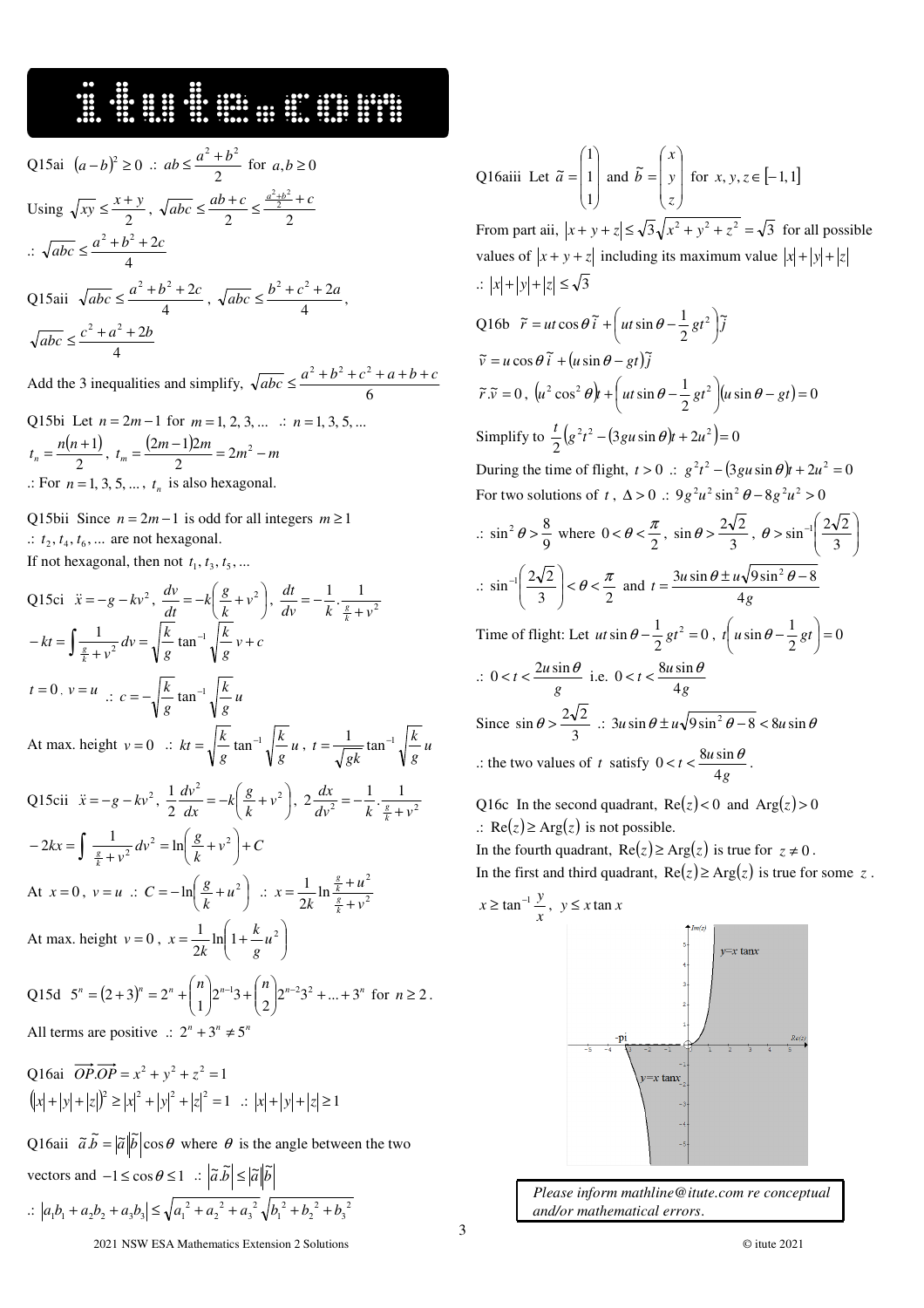Q15ai $(a-b)^2 \ge 0$ ∴ $ab \le \dfrac{a^2+b^2}{2}$ for $a,b \ge 0$

Using $\sqrt{xy} \le \dfrac{x+y}{2}$, $\sqrt{abc} \le \dfrac{ab+c}{2} \le \dfrac{\frac{a^2+b^2}{2}+c}{2}$

∴ $\sqrt{abc} \le \dfrac{a^2+b^2+2c}{4}$

Q15aii $\sqrt{abc} \le \dfrac{a^2+b^2+2c}{4}$, $\sqrt{abc} \le \dfrac{b^2+c^2+2a}{4}$, $\sqrt{abc} \le \dfrac{c^2+a^2+2b}{4}$

Add the 3 inequalities and simplify, $\sqrt{abc} \le \dfrac{a^2+b^2+c^2+a+b+c}{6}$

Q15bi Let $n = 2m-1$ for $m = 1, 2, 3, \ldots$ ∴ $n = 1, 3, 5, \ldots$

$t_n = \dfrac{n(n+1)}{2}$, $t_m = \dfrac{(2m-1)2m}{2} = 2m^2 - m$

∴ For $n = 1, 3, 5, \ldots$, $t_n$ is also hexagonal.

Q15bii Since $n = 2m-1$ is odd for all integers $m \ge 1$

∴ $t_2, t_4, t_6, \ldots$ are not hexagonal.

If not hexagonal, then not $t_1, t_3, t_5, \ldots$

Q15ci $\ddot{x} = -g - kv^2$, $\dfrac{dv}{dt} = -k\left(\dfrac{g}{k}+v^2\right)$, $\dfrac{dt}{dv} = -\dfrac{1}{k}\cdot\dfrac{1}{\frac{g}{k}+v^2}$

$-kt = \displaystyle\int \dfrac{1}{\frac{g}{k}+v^2}\,dv = \sqrt{\dfrac{k}{g}}\tan^{-1}\sqrt{\dfrac{k}{g}}\,v + c$

$t = 0$, $v = u$ ∴ $c = -\sqrt{\dfrac{k}{g}}\tan^{-1}\sqrt{\dfrac{k}{g}}\,u$

At max. height $v = 0$ ∴ $kt = \sqrt{\dfrac{k}{g}}\tan^{-1}\sqrt{\dfrac{k}{g}}\,u$, $t = \dfrac{1}{\sqrt{gk}}\tan^{-1}\sqrt{\dfrac{k}{g}}\,u$

Q15cii $\ddot{x} = -g - kv^2$, $\dfrac{1}{2}\dfrac{dv^2}{dx} = -k\left(\dfrac{g}{k}+v^2\right)$, $2\dfrac{dx}{dv^2} = -\dfrac{1}{k}\cdot\dfrac{1}{\frac{g}{k}+v^2}$

$-2kx = \displaystyle\int \dfrac{1}{\frac{g}{k}+v^2}\,dv^2 = \ln\left(\dfrac{g}{k}+v^2\right) + C$

At $x = 0$, $v = u$ ∴ $C = -\ln\left(\dfrac{g}{k}+u^2\right)$ ∴ $x = \dfrac{1}{2k}\ln\dfrac{\frac{g}{k}+u^2}{\frac{g}{k}+v^2}$

At max. height $v = 0$, $x = \dfrac{1}{2k}\ln\left(1+\dfrac{k}{g}u^2\right)$

Q15d $5^n = (2+3)^n = 2^n + \binom{n}{1}2^{n-1}3 + \binom{n}{2}2^{n-2}3^2 + \ldots + 3^n$ for $n \ge 2$.

All terms are positive ∴ $2^n + 3^n \ne 5^n$

Q16ai $\overrightarrow{OP}.\overrightarrow{OP} = x^2+y^2+z^2 = 1$

$(|x|+|y|+|z|)^2 \ge |x|^2+|y|^2+|z|^2 = 1$ ∴ $|x|+|y|+|z| \ge 1$

Q16aii $\tilde{a}.\tilde{b} = |\tilde{a}||\tilde{b}|\cos\theta$ where $\theta$ is the angle between the two vectors and $-1 \le \cos\theta \le 1$ ∴ $|\tilde{a}.\tilde{b}| \le |\tilde{a}||\tilde{b}|$

∴ $|a_1b_1 + a_2b_2 + a_3b_3| \le \sqrt{a_1^2+a_2^2+a_3^2}\sqrt{b_1^2+b_2^2+b_3^2}$

Q16aiii Let $\tilde{a} = \begin{pmatrix}1\\1\\1\end{pmatrix}$ and $\tilde{b} = \begin{pmatrix}x\\y\\z\end{pmatrix}$ for $x, y, z \in [-1, 1]$

From part aii, $|x+y+z| \le \sqrt{3}\sqrt{x^2+y^2+z^2} = \sqrt{3}$ for all possible values of $|x+y+z|$ including its maximum value $|x|+|y|+|z|$

∴ $|x|+|y|+|z| \le \sqrt{3}$

Q16b $\tilde{r} = ut\cos\theta\,\tilde{i} + \left(ut\sin\theta - \dfrac{1}{2}gt^2\right)\tilde{j}$

$\tilde{v} = u\cos\theta\,\tilde{i} + (u\sin\theta - gt)\tilde{j}$

$\tilde{r}.\tilde{v} = 0$, $(u^2\cos^2\theta)t + \left(ut\sin\theta - \dfrac{1}{2}gt^2\right)(u\sin\theta - gt) = 0$

Simplify to $\dfrac{t}{2}\left(g^2t^2 - (3gu\sin\theta)t + 2u^2\right) = 0$

During the time of flight, $t > 0$ ∴ $g^2t^2 - (3gu\sin\theta)t + 2u^2 = 0$

For two solutions of $t$, $\Delta > 0$ ∴ $9g^2u^2\sin^2\theta - 8g^2u^2 > 0$

∴ $\sin^2\theta > \dfrac{8}{9}$ where $0 < \theta < \dfrac{\pi}{2}$, $\sin\theta > \dfrac{2\sqrt{2}}{3}$, $\theta > \sin^{-1}\left(\dfrac{2\sqrt{2}}{3}\right)$

∴ $\sin^{-1}\left(\dfrac{2\sqrt{2}}{3}\right) < \theta < \dfrac{\pi}{2}$ and $t = \dfrac{3u\sin\theta \pm u\sqrt{9\sin^2\theta - 8}}{4g}$

Time of flight: Let $ut\sin\theta - \dfrac{1}{2}gt^2 = 0$, $t\left(u\sin\theta - \dfrac{1}{2}gt\right) = 0$

∴ $0 < t < \dfrac{2u\sin\theta}{g}$ i.e. $0 < t < \dfrac{8u\sin\theta}{4g}$

Since $\sin\theta > \dfrac{2\sqrt{2}}{3}$ ∴ $3u\sin\theta \pm u\sqrt{9\sin^2\theta - 8} < 8u\sin\theta$

∴ the two values of $t$ satisfy $0 < t < \dfrac{8u\sin\theta}{4g}$.

Q16c In the second quadrant, $\text{Re}(z) < 0$ and $\text{Arg}(z) > 0$

∴ $\text{Re}(z) \ge \text{Arg}(z)$ is not possible.

In the fourth quadrant, $\text{Re}(z) \ge \text{Arg}(z)$ is true for $z \ne 0$.

In the first and third quadrant, $\text{Re}(z) \ge \text{Arg}(z)$ is true for some $z$.

$x \ge \tan^{-1}\dfrac{y}{x}$, $y \le x\tan x$

*Please inform mathline@itute.com re conceptual and/or mathematical errors.*